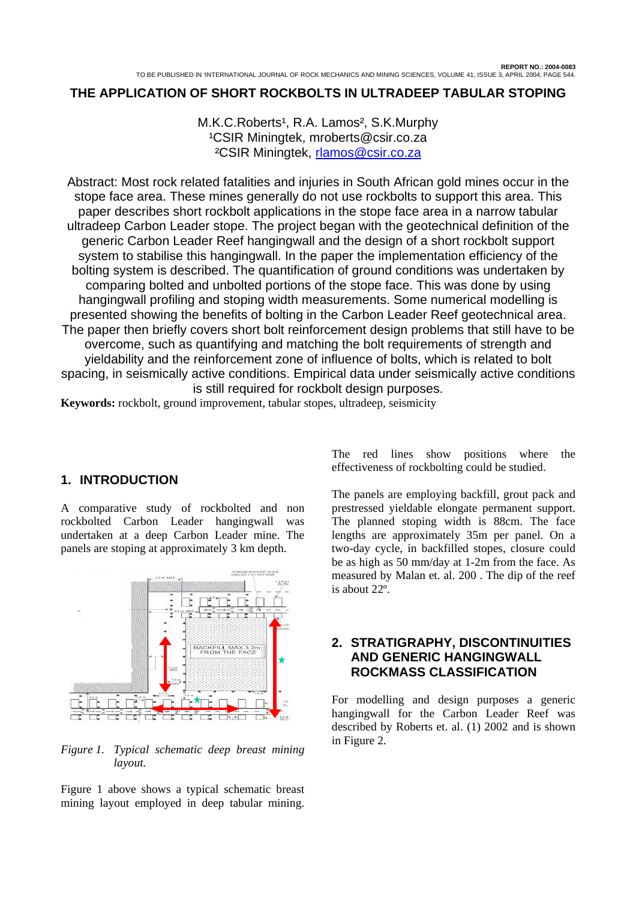# THE APPLICATION OF SHORT ROCKBOLTS IN ULTRADEEP TABULAR STOPING

M.K.C.Roberts[1], R.A. Lamos[2], S.K.Murphy
[1]CSIR Miningtek, mroberts@csir.co.za
[2]CSIR Miningtek, rlamos@csir.co.za

Abstract: Most rock related fatalities and injuries in South African gold mines occur in the stope face area. These mines generally do not use rockbolts to support this area. This paper describes short rockbolt applications in the stope face area in a narrow tabular ultradeep Carbon Leader stope. The project began with the geotechnical definition of the generic Carbon Leader Reef hangingwall and the design of a short rockbolt support system to stabilise this hangingwall. In the paper the implementation efficiency of the bolting system is described. The quantification of ground conditions was undertaken by comparing bolted and unbolted portions of the stope face. This was done by using hangingwall profiling and stoping width measurements. Some numerical modelling is presented showing the benefits of bolting in the Carbon Leader Reef geotechnical area. The paper then briefly covers short bolt reinforcement design problems that still have to be overcome, such as quantifying and matching the bolt requirements of strength and yieldability and the reinforcement zone of influence of bolts, which is related to bolt spacing, in seismically active conditions. Empirical data under seismically active conditions is still required for rockbolt design purposes.

**Keywords:** rockbolt, ground improvement, tabular stopes, ultradeep, seismicity

## 1. INTRODUCTION

A comparative study of rockbolted and non rockbolted Carbon Leader hangingwall was undertaken at a deep Carbon Leader mine. The panels are stoping at approximately 3 km depth.

TENDON SUPPORT IN ALL GULLIES 1.2 x 1.0 PATTERN
BACKFILL MAX 3.2m FROM THE FACE

*Figure 1. Typical schematic deep breast mining layout.*

Figure 1 above shows a typical schematic breast mining layout employed in deep tabular mining. The red lines show positions where the effectiveness of rockbolting could be studied.

The panels are employing backfill, grout pack and prestressed yieldable elongate permanent support. The planned stoping width is 88cm. The face lengths are approximately 35m per panel. On a two-day cycle, in backfilled stopes, closure could be as high as 50 mm/day at 1-2m from the face. As measured by Malan et. al. 200 . The dip of the reef is about 22º.

## 2. STRATIGRAPHY, DISCONTINUITIES AND GENERIC HANGINGWALL ROCKMASS CLASSIFICATION

For modelling and design purposes a generic hangingwall for the Carbon Leader Reef was described by Roberts et. al. (1) 2002 and is shown in Figure 2.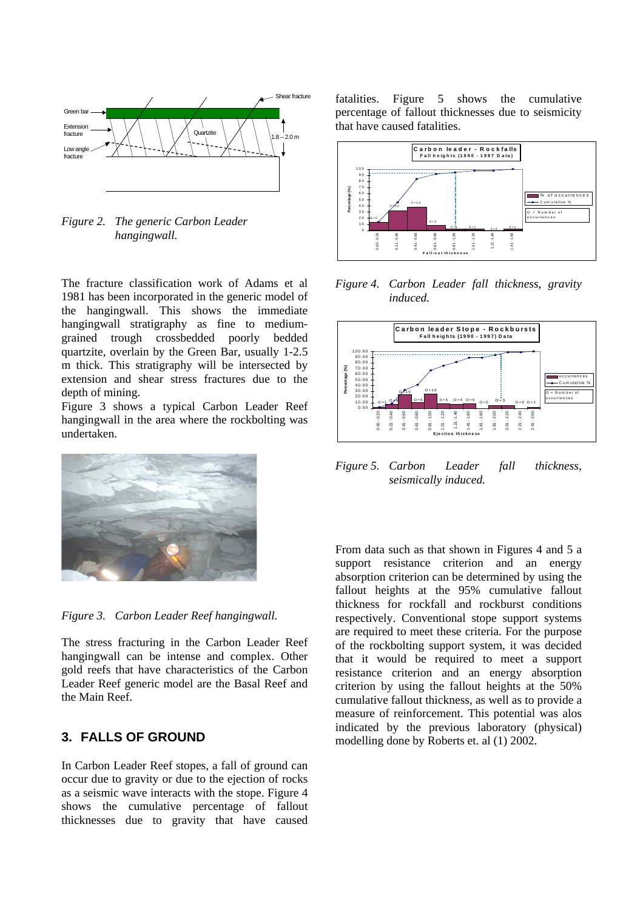Green bar

Extension fracture

Low angle fracture

Quartzite

Shear fracture

1.8 – 2.0 m

*Figure 2. The generic Carbon Leader hangingwall.*

The fracture classification work of Adams et al 1981 has been incorporated in the generic model of the hangingwall. This shows the immediate hangingwall stratigraphy as fine to medium-grained trough crossbedded poorly bedded quartzite, overlain by the Green Bar, usually 1-2.5 m thick. This stratigraphy will be intersected by extension and shear stress fractures due to the depth of mining.

Figure 3 shows a typical Carbon Leader Reef hangingwall in the area where the rockbolting was undertaken.

*Figure 3. Carbon Leader Reef hangingwall.*

The stress fracturing in the Carbon Leader Reef hangingwall can be intense and complex. Other gold reefs that have characteristics of the Carbon Leader Reef generic model are the Basal Reef and the Main Reef.

## 3. FALLS OF GROUND

In Carbon Leader Reef stopes, a fall of ground can occur due to gravity or due to the ejection of rocks as a seismic wave interacts with the stope. Figure 4 shows the cumulative percentage of fallout thicknesses due to gravity that have caused fatalities. Figure 5 shows the cumulative percentage of fallout thicknesses due to seismicity that have caused fatalities.

Carbon leader - Rockfalls
Fall heights (1990 - 1997 Data)

Percentage (%)

100
90
80
70
60
50
40
30
20
10
0

O = 5
O = 12
O = 14
O = 3
O = 0
O = 1
O = 0
O = 1

0.00 - 0.20
0.21 - 0.40
0.41 - 0.60
0.61 - 0.80
0.81 - 1.00
1.01 - 1.20
1.21 - 1.40
1.41 - 1.60

Fall-out thickness

% of occurrences
Cumulative %
O = Number of occurrences

*Figure 4. Carbon Leader fall thickness, gravity induced.*

Carbon leader Stope - Rockbursts
Fall heights (1990 - 1997) Data

Percentage (%)

100.00
90.00
80.00
70.00
60.00
50.00
40.00
30.00
20.00
10.00
0.00

O = 1
O = 4
O = 15
O = 6
O = 16
O = 5
O = 4
O = 5
O = 0
O = 3
O = 0
O = 1

0.00 - 0.20
0.21 - 0.40
0.41 - 0.60
0.61 - 0.80
0.81 - 1.00
1.01 - 1.20
1.21 - 1.40
1.41 - 1.60
1.61 - 1.80
1.81 - 2.00
2.01 - 2.20
2.21 - 2.40
2.41 - 2.60

Ejection thickness

occurrences
Cumulative %
O = Number of occurrences

*Figure 5. Carbon Leader fall thickness, seismically induced.*

From data such as that shown in Figures 4 and 5 a support resistance criterion and an energy absorption criterion can be determined by using the fallout heights at the 95% cumulative fallout thickness for rockfall and rockburst conditions respectively. Conventional stope support systems are required to meet these criteria. For the purpose of the rockbolting support system, it was decided that it would be required to meet a support resistance criterion and an energy absorption criterion by using the fallout heights at the 50% cumulative fallout thickness, as well as to provide a measure of reinforcement. This potential was alos indicated by the previous laboratory (physical) modelling done by Roberts et. al (1) 2002.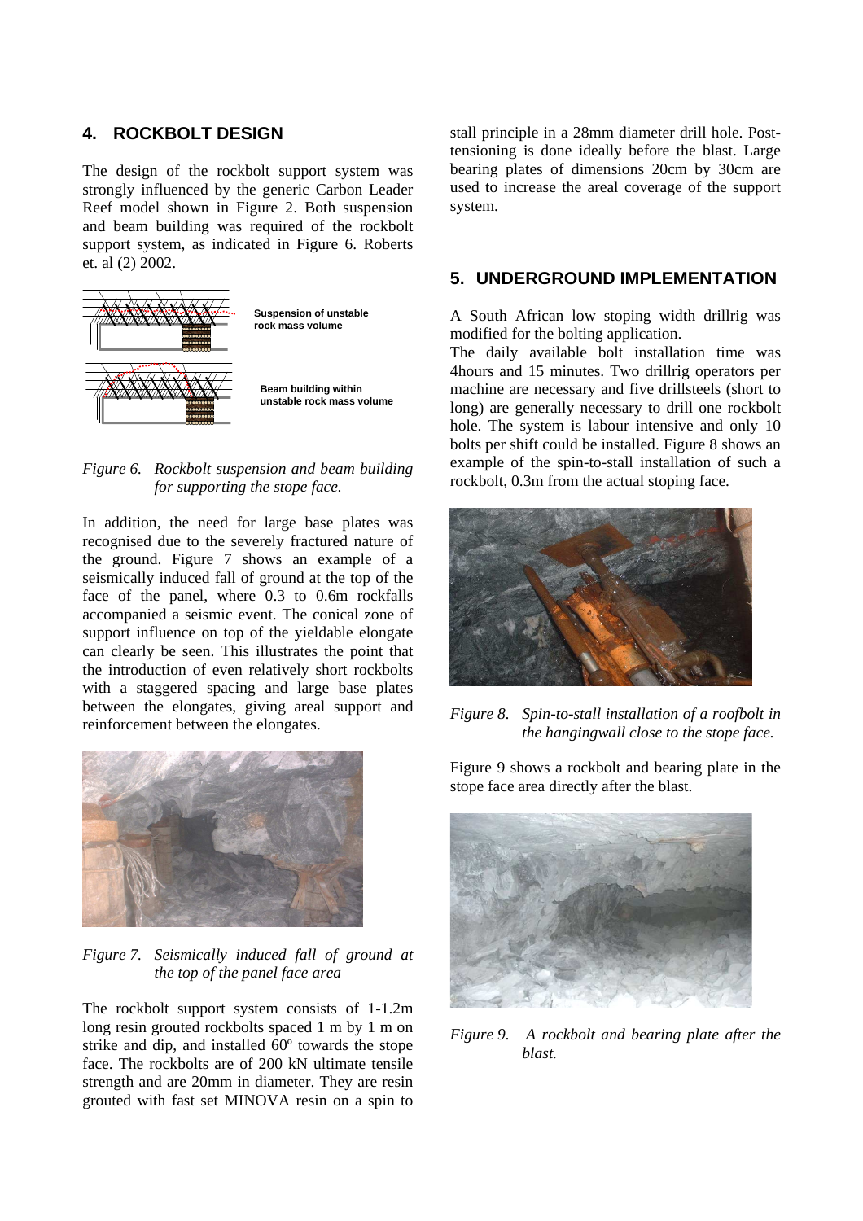## 4. ROCKBOLT DESIGN

The design of the rockbolt support system was strongly influenced by the generic Carbon Leader Reef model shown in Figure 2. Both suspension and beam building was required of the rockbolt support system, as indicated in Figure 6. Roberts et. al (2) 2002.

Suspension of unstable rock mass volume

Beam building within unstable rock mass volume

*Figure 6. Rockbolt suspension and beam building for supporting the stope face.*

In addition, the need for large base plates was recognised due to the severely fractured nature of the ground. Figure 7 shows an example of a seismically induced fall of ground at the top of the face of the panel, where 0.3 to 0.6m rockfalls accompanied a seismic event. The conical zone of support influence on top of the yieldable elongate can clearly be seen. This illustrates the point that the introduction of even relatively short rockbolts with a staggered spacing and large base plates between the elongates, giving areal support and reinforcement between the elongates.

*Figure 7. Seismically induced fall of ground at the top of the panel face area*

The rockbolt support system consists of 1-1.2m long resin grouted rockbolts spaced 1 m by 1 m on strike and dip, and installed 60º towards the stope face. The rockbolts are of 200 kN ultimate tensile strength and are 20mm in diameter. They are resin grouted with fast set MINOVA resin on a spin to stall principle in a 28mm diameter drill hole. Post-tensioning is done ideally before the blast. Large bearing plates of dimensions 20cm by 30cm are used to increase the areal coverage of the support system.

## 5. UNDERGROUND IMPLEMENTATION

A South African low stoping width drillrig was modified for the bolting application.

The daily available bolt installation time was 4hours and 15 minutes. Two drillrig operators per machine are necessary and five drillsteels (short to long) are generally necessary to drill one rockbolt hole. The system is labour intensive and only 10 bolts per shift could be installed. Figure 8 shows an example of the spin-to-stall installation of such a rockbolt, 0.3m from the actual stoping face.

*Figure 8. Spin-to-stall installation of a roofbolt in the hangingwall close to the stope face.*

Figure 9 shows a rockbolt and bearing plate in the stope face area directly after the blast.

*Figure 9. A rockbolt and bearing plate after the blast.*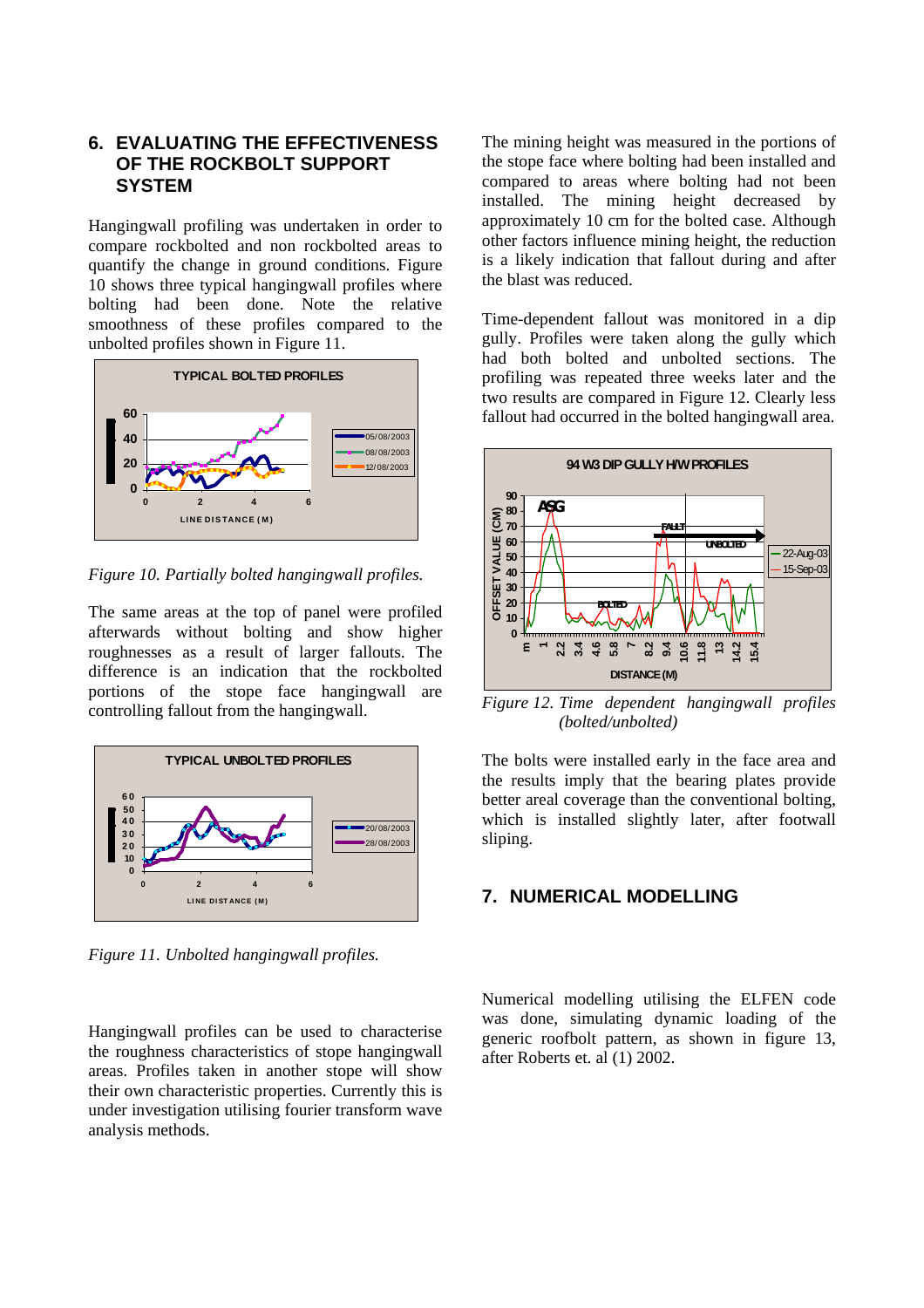## 6. EVALUATING THE EFFECTIVENESS OF THE ROCKBOLT SUPPORT SYSTEM

Hangingwall profiling was undertaken in order to compare rockbolted and non rockbolted areas to quantify the change in ground conditions. Figure 10 shows three typical hangingwall profiles where bolting had been done. Note the relative smoothness of these profiles compared to the unbolted profiles shown in Figure 11.

TYPICAL BOLTED PROFILES

60
40
20
0
0 2 4 6
LINE DISTANCE (M)

05/08/2003
08/08/2003
12/08/2003

*Figure 10. Partially bolted hangingwall profiles.*

The same areas at the top of panel were profiled afterwards without bolting and show higher roughnesses as a result of larger fallouts. The difference is an indication that the rockbolted portions of the stope face hangingwall are controlling fallout from the hangingwall.

TYPICAL UNBOLTED PROFILES

60
50
40
30
20
10
0
0 2 4 6
LINE DISTANCE (M)

20/08/2003
28/08/2003

*Figure 11. Unbolted hangingwall profiles.*

Hangingwall profiles can be used to characterise the roughness characteristics of stope hangingwall areas. Profiles taken in another stope will show their own characteristic properties. Currently this is under investigation utilising fourier transform wave analysis methods.

The mining height was measured in the portions of the stope face where bolting had been installed and compared to areas where bolting had not been installed. The mining height decreased by approximately 10 cm for the bolted case. Although other factors influence mining height, the reduction is a likely indication that fallout during and after the blast was reduced.

Time-dependent fallout was monitored in a dip gully. Profiles were taken along the gully which had both bolted and unbolted sections. The profiling was repeated three weeks later and the two results are compared in Figure 12. Clearly less fallout had occurred in the bolted hangingwall area.

94 W3 DIP GULLY H/W PROFILES

OFFSET VALUE (CM)
90
80
70
60
50
40
30
20
10
0

ASG
FAULT
UNBOLTED
BOLTED

m 1 2.2 3.4 4.6 5.8 7 8.2 9.4 10.6 11.8 13 14.2 15.4
DISTANCE (M)

22-Aug-03
15-Sep-03

*Figure 12. Time dependent hangingwall profiles (bolted/unbolted)*

The bolts were installed early in the face area and the results imply that the bearing plates provide better areal coverage than the conventional bolting, which is installed slightly later, after footwall sliping.

## 7. NUMERICAL MODELLING

Numerical modelling utilising the ELFEN code was done, simulating dynamic loading of the generic roofbolt pattern, as shown in figure 13, after Roberts et. al (1) 2002.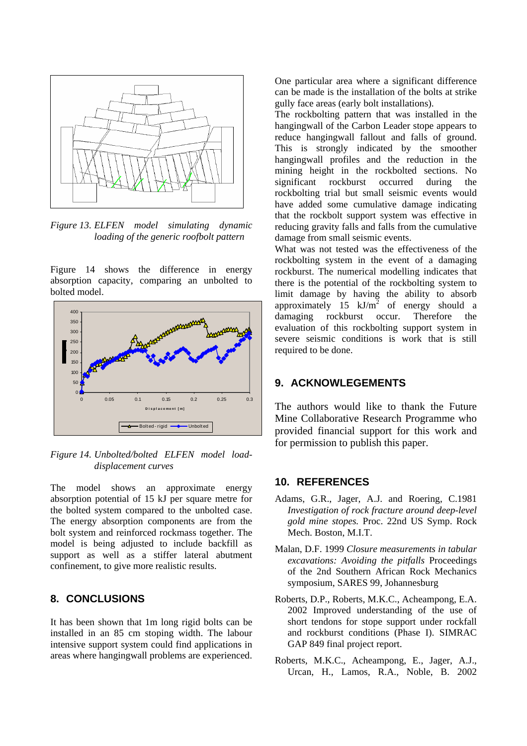*Figure 13. ELFEN model simulating dynamic loading of the generic roofbolt pattern*

Figure 14 shows the difference in energy absorption capacity, comparing an unbolted to bolted model.

400
350
300
250
200
150
100
50
0
0
0.05
0.1
0.15
0.2
0.25
0.3
Displacement [m]
Bolted - rigid
Unbolted

*Figure 14. Unbolted/bolted ELFEN model load-displacement curves*

The model shows an approximate energy absorption potential of 15 kJ per square metre for the bolted system compared to the unbolted case. The energy absorption components are from the bolt system and reinforced rockmass together. The model is being adjusted to include backfill as support as well as a stiffer lateral abutment confinement, to give more realistic results.

## 8. CONCLUSIONS

It has been shown that 1m long rigid bolts can be installed in an 85 cm stoping width. The labour intensive support system could find applications in areas where hangingwall problems are experienced.

One particular area where a significant difference can be made is the installation of the bolts at strike gully face areas (early bolt installations).

The rockbolting pattern that was installed in the hangingwall of the Carbon Leader stope appears to reduce hangingwall fallout and falls of ground. This is strongly indicated by the smoother hangingwall profiles and the reduction in the mining height in the rockbolted sections. No significant rockburst occurred during the rockbolting trial but small seismic events would have added some cumulative damage indicating that the rockbolt support system was effective in reducing gravity falls and falls from the cumulative damage from small seismic events.

What was not tested was the effectiveness of the rockbolting system in the event of a damaging rockburst. The numerical modelling indicates that there is the potential of the rockbolting system to limit damage by having the ability to absorb approximately 15 kJ/m$^2$ of energy should a damaging rockburst occur. Therefore the evaluation of this rockbolting support system in severe seismic conditions is work that is still required to be done.

## 9. ACKNOWLEDGEMENTS

The authors would like to thank the Future Mine Collaborative Research Programme who provided financial support for this work and for permission to publish this paper.

## 10. REFERENCES

Adams, G.R., Jager, A.J. and Roering, C.1981 *Investigation of rock fracture around deep-level gold mine stopes.* Proc. 22nd US Symp. Rock Mech. Boston, M.I.T.

Malan, D.F. 1999 *Closure measurements in tabular excavations: Avoiding the pitfalls* Proceedings of the 2nd Southern African Rock Mechanics symposium, SARES 99, Johannesburg

Roberts, D.P., Roberts, M.K.C., Acheampong, E.A. 2002 Improved understanding of the use of short tendons for stope support under rockfall and rockburst conditions (Phase I). SIMRAC GAP 849 final project report.

Roberts, M.K.C., Acheampong, E., Jager, A.J., Urcan, H., Lamos, R.A., Noble, B. 2002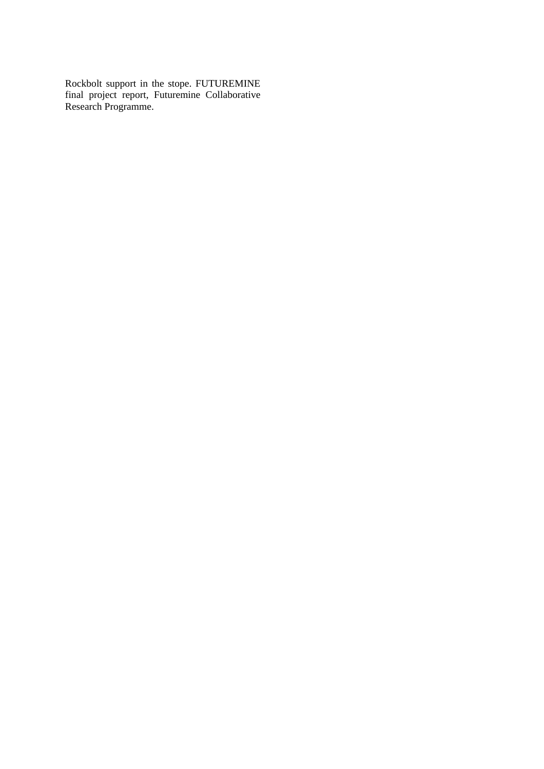Rockbolt support in the stope. FUTUREMINE final project report, Futuremine Collaborative Research Programme.